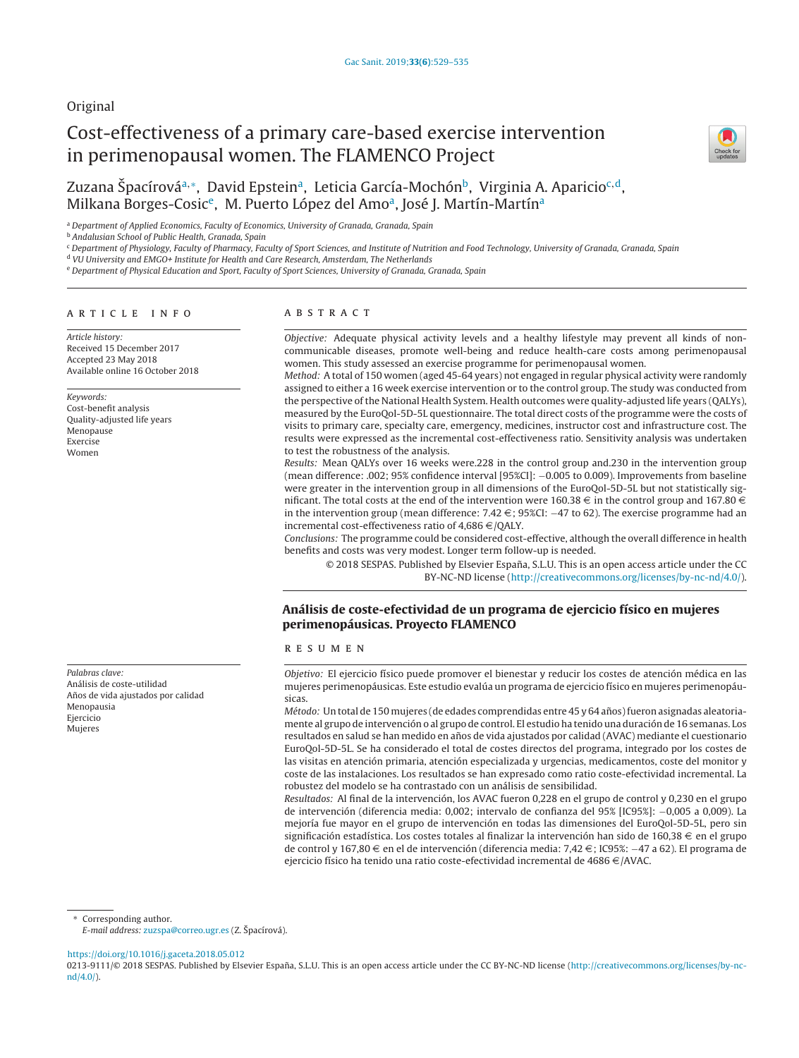Original

# Cost-effectiveness of a primary care-based exercise intervention in perimenopausal women. The FLAMENCO Project

Zuzana Špacírová[a,*], David Epstein[a], Leticia García-Mochón[b], Virginia A. Aparicio[c,d], Milkana Borges-Cosic[e], M. Puerto López del Amo[a], José J. Martín-Martín[a]

[a] Department of Applied Economics, Faculty of Economics, University of Granada, Granada, Spain
[b] Andalusian School of Public Health, Granada, Spain
[c] Department of Physiology, Faculty of Pharmacy, Faculty of Sport Sciences, and Institute of Nutrition and Food Technology, University of Granada, Granada, Spain
[d] VU University and EMGO+ Institute for Health and Care Research, Amsterdam, The Netherlands
[e] Department of Physical Education and Sport, Faculty of Sport Sciences, University of Granada, Granada, Spain

## ARTICLE INFO

*Article history:*
Received 15 December 2017
Accepted 23 May 2018
Available online 16 October 2018

*Keywords:*
Cost-benefit analysis
Quality-adjusted life years
Menopause
Exercise
Women

## ABSTRACT

*Objective:* Adequate physical activity levels and a healthy lifestyle may prevent all kinds of non-communicable diseases, promote well-being and reduce health-care costs among perimenopausal women. This study assessed an exercise programme for perimenopausal women.

*Method:* A total of 150 women (aged 45-64 years) not engaged in regular physical activity were randomly assigned to either a 16 week exercise intervention or to the control group. The study was conducted from the perspective of the National Health System. Health outcomes were quality-adjusted life years (QALYs), measured by the EuroQol-5D-5L questionnaire. The total direct costs of the programme were the costs of visits to primary care, specialty care, emergency, medicines, instructor cost and infrastructure cost. The results were expressed as the incremental cost-effectiveness ratio. Sensitivity analysis was undertaken to test the robustness of the analysis.

*Results:* Mean QALYs over 16 weeks were.228 in the control group and.230 in the intervention group (mean difference: .002; 95% confidence interval [95%CI]: −0.005 to 0.009). Improvements from baseline were greater in the intervention group in all dimensions of the EuroQol-5D-5L but not statistically significant. The total costs at the end of the intervention were 160.38 € in the control group and 167.80 € in the intervention group (mean difference: 7.42 €; 95%CI: −47 to 62). The exercise programme had an incremental cost-effectiveness ratio of 4,686 €/QALY.

*Conclusions:* The programme could be considered cost-effective, although the overall difference in health benefits and costs was very modest. Longer term follow-up is needed.

© 2018 SESPAS. Published by Elsevier España, S.L.U. This is an open access article under the CC BY-NC-ND license (http://creativecommons.org/licenses/by-nc-nd/4.0/).

## Análisis de coste-efectividad de un programa de ejercicio físico en mujeres perimenopáusicas. Proyecto FLAMENCO

*Palabras clave:*
Análisis de coste-utilidad
Años de vida ajustados por calidad
Menopausia
Ejercicio
Mujeres

## RESUMEN

*Objetivo:* El ejercicio físico puede promover el bienestar y reducir los costes de atención médica en las mujeres perimenopáusicas. Este estudio evalúa un programa de ejercicio físico en mujeres perimenopáusicas.

*Método:* Un total de 150 mujeres (de edades comprendidas entre 45 y 64 años) fueron asignadas aleatoriamente al grupo de intervención o al grupo de control. El estudio ha tenido una duración de 16 semanas. Los resultados en salud se han medido en años de vida ajustados por calidad (AVAC) mediante el cuestionario EuroQol-5D-5L. Se ha considerado el total de costes directos del programa, integrado por los costes de las visitas en atención primaria, atención especializada y urgencias, medicamentos, coste del monitor y coste de las instalaciones. Los resultados se han expresado como ratio coste-efectividad incremental. La robustez del modelo se ha contrastado con un análisis de sensibilidad.

*Resultados:* Al final de la intervención, los AVAC fueron 0,228 en el grupo de control y 0,230 en el grupo de intervención (diferencia media: 0,002; intervalo de confianza del 95% [IC95%]: −0,005 a 0,009). La mejoría fue mayor en el grupo de intervención en todas las dimensiones del EuroQol-5D-5L, pero sin significación estadística. Los costes totales al finalizar la intervención han sido de 160,38 € en el grupo de control y 167,80 € en el de intervención (diferencia media: 7,42 €; IC95%: −47 a 62). El programa de ejercicio físico ha tenido una ratio coste-efectividad incremental de 4686 €/AVAC.

\* Corresponding author.
*E-mail address:* zuzspa@correo.ugr.es (Z. Špacírová).

https://doi.org/10.1016/j.gaceta.2018.05.012
0213-9111/© 2018 SESPAS. Published by Elsevier España, S.L.U. This is an open access article under the CC BY-NC-ND license (http://creativecommons.org/licenses/by-nc-nd/4.0/).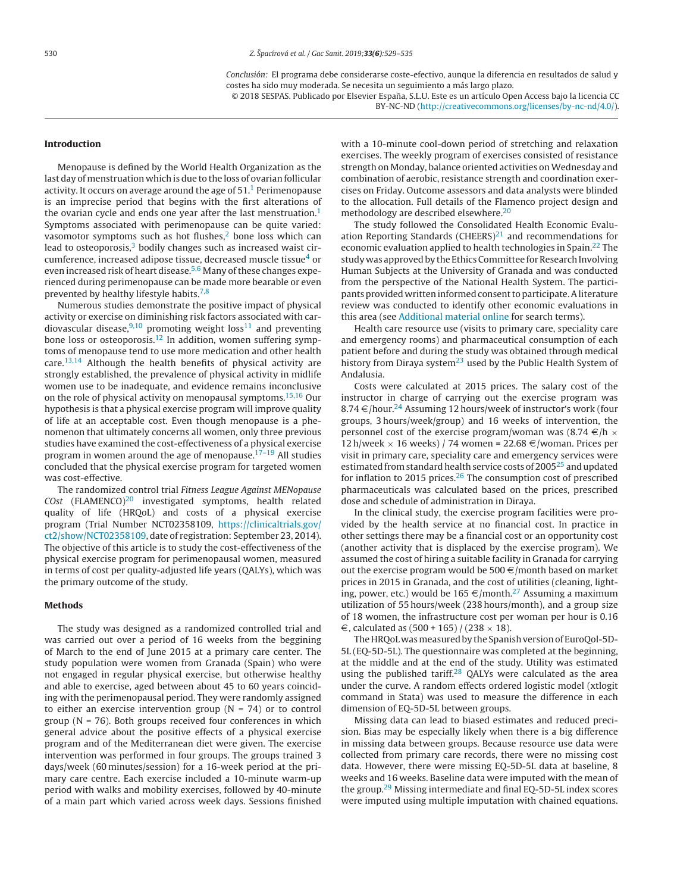*Conclusión:* El programa debe considerarse coste-efectivo, aunque la diferencia en resultados de salud y costes ha sido muy moderada. Se necesita un seguimiento a más largo plazo.

© 2018 SESPAS. Publicado por Elsevier España, S.L.U. Este es un artículo Open Access bajo la licencia CC BY-NC-ND (http://creativecommons.org/licenses/by-nc-nd/4.0/).

## Introduction

Menopause is defined by the World Health Organization as the last day of menstruation which is due to the loss of ovarian follicular activity. It occurs on average around the age of 51.[1] Perimenopause is an imprecise period that begins with the first alterations of the ovarian cycle and ends one year after the last menstruation.[1] Symptoms associated with perimenopause can be quite varied: vasomotor symptoms such as hot flushes,[2] bone loss which can lead to osteoporosis,[3] bodily changes such as increased waist circumference, increased adipose tissue, decreased muscle tissue[4] or even increased risk of heart disease.[5,6] Many of these changes experienced during perimenopause can be made more bearable or even prevented by healthy lifestyle habits.[7,8]

Numerous studies demonstrate the positive impact of physical activity or exercise on diminishing risk factors associated with cardiovascular disease,[9,10] promoting weight loss[11] and preventing bone loss or osteoporosis.[12] In addition, women suffering symptoms of menopause tend to use more medication and other health care.[13,14] Although the health benefits of physical activity are strongly established, the prevalence of physical activity in midlife women use to be inadequate, and evidence remains inconclusive on the role of physical activity on menopausal symptoms.[15,16] Our hypothesis is that a physical exercise program will improve quality of life at an acceptable cost. Even though menopause is a phenomenon that ultimately concerns all women, only three previous studies have examined the cost-effectiveness of a physical exercise program in women around the age of menopause.[17–19] All studies concluded that the physical exercise program for targeted women was cost-effective.

The randomized control trial *Fitness League Against MENopause COst* (FLAMENCO)[20] investigated symptoms, health related quality of life (HRQoL) and costs of a physical exercise program (Trial Number NCT02358109, https://clinicaltrials.gov/ct2/show/NCT02358109, date of registration: September 23, 2014). The objective of this article is to study the cost-effectiveness of the physical exercise program for perimenopausal women, measured in terms of cost per quality-adjusted life years (QALYs), which was the primary outcome of the study.

## Methods

The study was designed as a randomized controlled trial and was carried out over a period of 16 weeks from the beggining of March to the end of June 2015 at a primary care center. The study population were women from Granada (Spain) who were not engaged in regular physical exercise, but otherwise healthy and able to exercise, aged between about 45 to 60 years coinciding with the perimenopausal period. They were randomly assigned to either an exercise intervention group (N = 74) or to control group (N = 76). Both groups received four conferences in which general advice about the positive effects of a physical exercise program and of the Mediterranean diet were given. The exercise intervention was performed in four groups. The groups trained 3 days/week (60 minutes/session) for a 16-week period at the primary care centre. Each exercise included a 10-minute warm-up period with walks and mobility exercises, followed by 40-minute of a main part which varied across week days. Sessions finished with a 10-minute cool-down period of stretching and relaxation exercises. The weekly program of exercises consisted of resistance strength on Monday, balance oriented activities on Wednesday and combination of aerobic, resistance strength and coordination exercises on Friday. Outcome assessors and data analysts were blinded to the allocation. Full details of the Flamenco project design and methodology are described elsewhere.[20]

The study followed the Consolidated Health Economic Evaluation Reporting Standards (CHEERS)[21] and recommendations for economic evaluation applied to health technologies in Spain.[22] The study was approved by the Ethics Committee for Research Involving Human Subjects at the University of Granada and was conducted from the perspective of the National Health System. The participants provided written informed consent to participate. A literature review was conducted to identify other economic evaluations in this area (see Additional material online for search terms).

Health care resource use (visits to primary care, speciality care and emergency rooms) and pharmaceutical consumption of each patient before and during the study was obtained through medical history from Diraya system[23] used by the Public Health System of Andalusia.

Costs were calculated at 2015 prices. The salary cost of the instructor in charge of carrying out the exercise program was 8.74 €/hour.[24] Assuming 12 hours/week of instructor's work (four groups, 3 hours/week/group) and 16 weeks of intervention, the personnel cost of the exercise program/woman was (8.74 €/h × 12 h/week × 16 weeks) / 74 women = 22.68 €/woman. Prices per visit in primary care, speciality care and emergency services were estimated from standard health service costs of 2005[25] and updated for inflation to 2015 prices.[26] The consumption cost of prescribed pharmaceuticals was calculated based on the prices, prescribed dose and schedule of administration in Diraya.

In the clinical study, the exercise program facilities were provided by the health service at no financial cost. In practice in other settings there may be a financial cost or an opportunity cost (another activity that is displaced by the exercise program). We assumed the cost of hiring a suitable facility in Granada for carrying out the exercise program would be 500 €/month based on market prices in 2015 in Granada, and the cost of utilities (cleaning, lighting, power, etc.) would be 165 €/month.[27] Assuming a maximum utilization of 55 hours/week (238 hours/month), and a group size of 18 women, the infrastructure cost per woman per hour is 0.16 €, calculated as (500 + 165) / (238 × 18).

The HRQoL was measured by the Spanish version of EuroQol-5D-5L (EQ-5D-5L). The questionnaire was completed at the beginning, at the middle and at the end of the study. Utility was estimated using the published tariff.[28] QALYs were calculated as the area under the curve. A random effects ordered logistic model (xtlogit command in Stata) was used to measure the difference in each dimension of EQ-5D-5L between groups.

Missing data can lead to biased estimates and reduced precision. Bias may be especially likely when there is a big difference in missing data between groups. Because resource use data were collected from primary care records, there were no missing cost data. However, there were missing EQ-5D-5L data at baseline, 8 weeks and 16 weeks. Baseline data were imputed with the mean of the group.[29] Missing intermediate and final EQ-5D-5L index scores were imputed using multiple imputation with chained equations.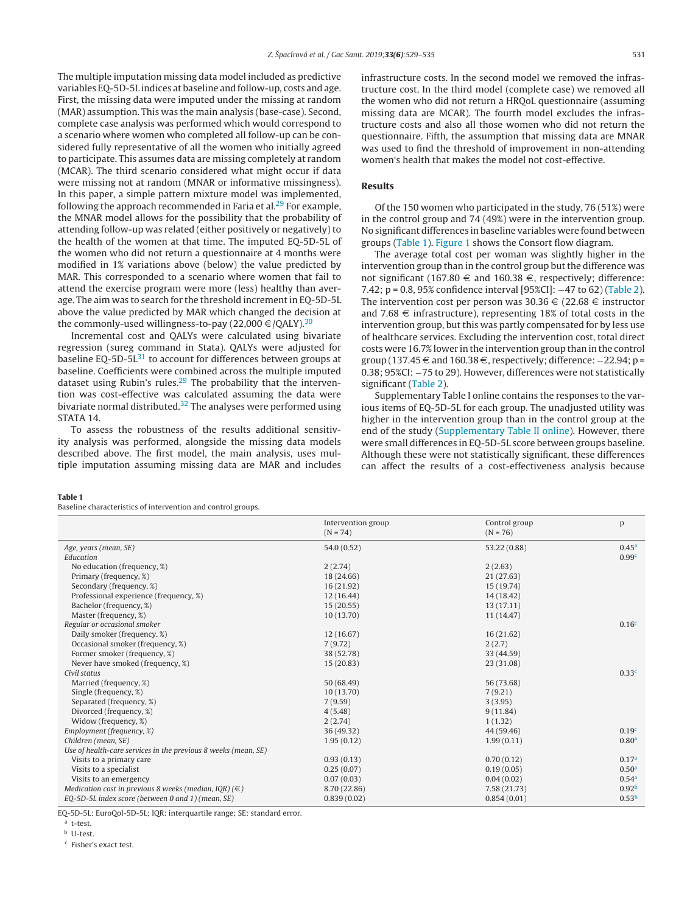The multiple imputation missing data model included as predictive variables EQ-5D-5L indices at baseline and follow-up, costs and age. First, the missing data were imputed under the missing at random (MAR) assumption. This was the main analysis (base-case). Second, complete case analysis was performed which would correspond to a scenario where women who completed all follow-up can be considered fully representative of all the women who initially agreed to participate. This assumes data are missing completely at random (MCAR). The third scenario considered what might occur if data were missing not at random (MNAR or informative missingness). In this paper, a simple pattern mixture model was implemented, following the approach recommended in Faria et al.[29] For example, the MNAR model allows for the possibility that the probability of attending follow-up was related (either positively or negatively) to the health of the women at that time. The imputed EQ-5D-5L of the women who did not return a questionnaire at 4 months were modified in 1% variations above (below) the value predicted by MAR. This corresponded to a scenario where women that fail to attend the exercise program were more (less) healthy than average. The aim was to search for the threshold increment in EQ-5D-5L above the value predicted by MAR which changed the decision at the commonly-used willingness-to-pay (22,000 €/QALY).[30]

Incremental cost and QALYs were calculated using bivariate regression (sureg command in Stata). QALYs were adjusted for baseline EQ-5D-5L[31] to account for differences between groups at baseline. Coefficients were combined across the multiple imputed dataset using Rubin's rules.[29] The probability that the intervention was cost-effective was calculated assuming the data were bivariate normal distributed.[32] The analyses were performed using STATA 14.

To assess the robustness of the results additional sensitivity analysis was performed, alongside the missing data models described above. The first model, the main analysis, uses multiple imputation assuming missing data are MAR and includes infrastructure costs. In the second model we removed the infrastructure cost. In the third model (complete case) we removed all the women who did not return a HRQoL questionnaire (assuming missing data are MCAR). The fourth model excludes the infrastructure costs and also all those women who did not return the questionnaire. Fifth, the assumption that missing data are MNAR was used to find the threshold of improvement in non-attending women's health that makes the model not cost-effective.

## Results

Of the 150 women who participated in the study, 76 (51%) were in the control group and 74 (49%) were in the intervention group. No significant differences in baseline variables were found between groups (Table 1). Figure 1 shows the Consort flow diagram.

The average total cost per woman was slightly higher in the intervention group than in the control group but the difference was not significant (167.80 € and 160.38 €, respectively; difference: 7.42; p = 0.8, 95% confidence interval [95%CI]: −47 to 62) (Table 2). The intervention cost per person was 30.36 € (22.68 € instructor and 7.68 € infrastructure), representing 18% of total costs in the intervention group, but this was partly compensated for by less use of healthcare services. Excluding the intervention cost, total direct costs were 16.7% lower in the intervention group than in the control group (137.45 € and 160.38 €, respectively; difference: −22.94; p = 0.38; 95%CI: −75 to 29). However, differences were not statistically significant (Table 2).

Supplementary Table I online contains the responses to the various items of EQ-5D-5L for each group. The unadjusted utility was higher in the intervention group than in the control group at the end of the study (Supplementary Table II online). However, there were small differences in EQ-5D-5L score between groups baseline. Although these were not statistically significant, these differences can affect the results of a cost-effectiveness analysis because

**Table 1**
Baseline characteristics of intervention and control groups.

| | Intervention group (N = 74) | Control group (N = 76) | p |
|---|---|---|---|
| *Age, years (mean, SE)* | 54.0 (0.52) | 53.22 (0.88) | 0.45[a] |
| *Education* | | | 0.99[c] |
| No education (frequency, %) | 2 (2.74) | 2 (2.63) | |
| Primary (frequency, %) | 18 (24.66) | 21 (27.63) | |
| Secondary (frequency, %) | 16 (21.92) | 15 (19.74) | |
| Professional experience (frequency, %) | 12 (16.44) | 14 (18.42) | |
| Bachelor (frequency, %) | 15 (20.55) | 13 (17.11) | |
| Master (frequency, %) | 10 (13.70) | 11 (14.47) | |
| *Regular or occasional smoker* | | | 0.16[c] |
| Daily smoker (frequency, %) | 12 (16.67) | 16 (21.62) | |
| Occasional smoker (frequency, %) | 7 (9.72) | 2 (2.7) | |
| Former smoker (frequency, %) | 38 (52.78) | 33 (44.59) | |
| Never have smoked (frequency, %) | 15 (20.83) | 23 (31.08) | |
| *Civil status* | | | 0.33[c] |
| Married (frequency, %) | 50 (68.49) | 56 (73.68) | |
| Single (frequency, %) | 10 (13.70) | 7 (9.21) | |
| Separated (frequency, %) | 7 (9.59) | 3 (3.95) | |
| Divorced (frequency, %) | 4 (5.48) | 9 (11.84) | |
| Widow (frequency, %) | 2 (2.74) | 1 (1.32) | |
| *Employment (frequency, %)* | 36 (49.32) | 44 (59.46) | 0.19[c] |
| *Children (mean, SE)* | 1.95 (0.12) | 1.99 (0.11) | 0.80[a] |
| *Use of health-care services in the previous 8 weeks (mean, SE)* | | | |
| Visits to a primary care | 0.93 (0.13) | 0.70 (0.12) | 0.17[a] |
| Visits to a specialist | 0.25 (0.07) | 0.19 (0.05) | 0.50[a] |
| Visits to an emergency | 0.07 (0.03) | 0.04 (0.02) | 0.54[a] |
| *Medication cost in previous 8 weeks (median, IQR) (€)* | 8.70 (22.86) | 7.58 (21.73) | 0.92[b] |
| *EQ-5D-5L index score (between 0 and 1) (mean, SE)* | 0.839 (0.02) | 0.854 (0.01) | 0.53[b] |

EQ-5D-5L: EuroQol-5D-5L; IQR: interquartile range; SE: standard error.

[a] t-test.

[b] U-test.

[c] Fisher's exact test.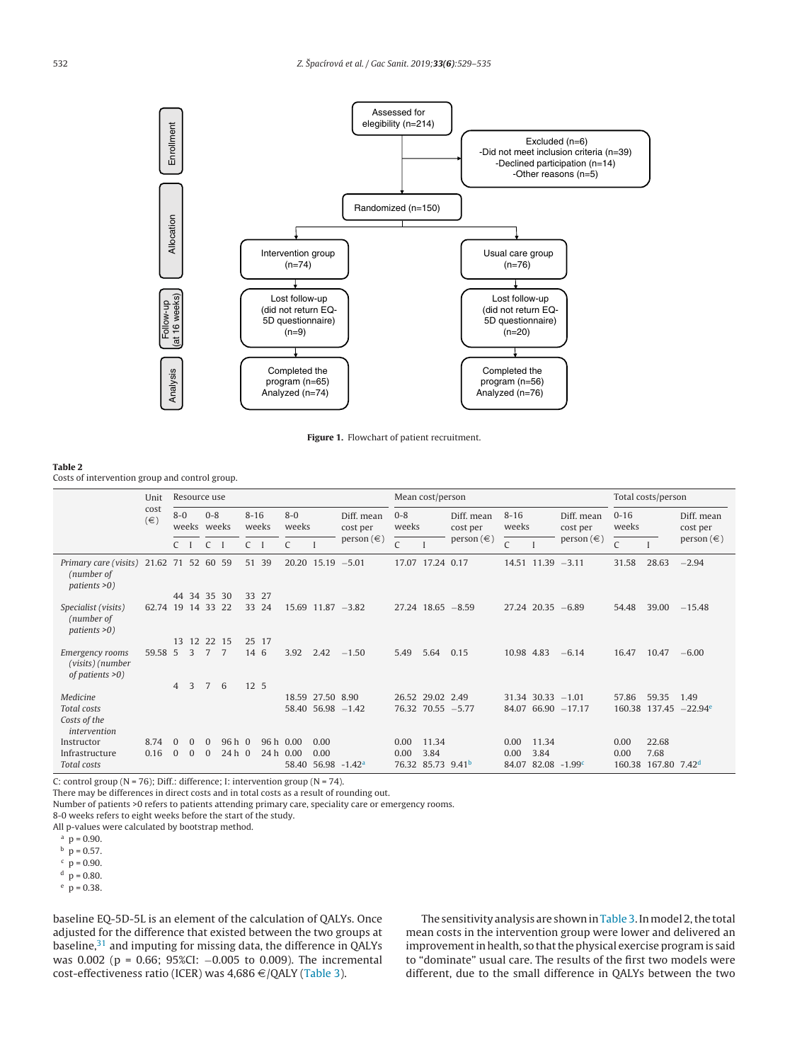Enrollment

Assessed for elegibility (n=214)

Excluded (n=6)
-Did not meet inclusion criteria (n=39)
-Declined participation (n=14)
-Other reasons (n=5)

Allocation

Randomized (n=150)

| Intervention group (n=74) | Usual care group (n=76) |
|---|---|
| Lost follow-up (did not return EQ-5D questionnaire) (n=9) | Lost follow-up (did not return EQ-5D questionnaire) (n=20) |
| Completed the program (n=65) Analyzed (n=74) | Completed the program (n=56) Analyzed (n=76) |

Follow-up (at 16 weeks)

Analysis

**Figure 1.** Flowchart of patient recruitment.

**Table 2**
Costs of intervention group and control group.

| | Unit cost (€) | Resource use | | | | | | | | | Mean cost/person | | | | | | Total costs/person | | |
|---|---|---|---|---|---|---|---|---|---|---|---|---|---|---|---|---|---|---|---|
| | | 8-0 weeks | | 0-8 weeks | | 8-16 weeks | | 8-0 weeks | | Diff. mean cost per person (€) | 0-8 weeks | | Diff. mean cost per person (€) | 8-16 weeks | | Diff. mean cost per person (€) | 0-16 weeks | | Diff. mean cost per person (€) |
| | | C | I | C | I | C | I | C | I | | C | I | | C | I | | C | I | |
| *Primary care (visits)* | 21.62 | 71 | 52 | 60 | 59 | 51 | 39 | 20.20 | 15.19 | −5.01 | 17.07 | 17.24 | 0.17 | 14.51 | 11.39 | −3.11 | 31.58 | 28.63 | −2.94 |
| *(number of patients >0)* | | 44 | 34 | 35 | 30 | 33 | 27 | | | | | | | | | | | | |
| *Specialist (visits)* | 62.74 | 19 | 14 | 33 | 22 | 33 | 24 | 15.69 | 11.87 | −3.82 | 27.24 | 18.65 | −8.59 | 27.24 | 20.35 | −6.89 | 54.48 | 39.00 | −15.48 |
| *(number of patients >0)* | | 13 | 12 | 22 | 15 | 25 | 17 | | | | | | | | | | | | |
| *Emergency rooms (visits)* | 59.58 | 5 | 3 | 7 | 7 | 14 | 6 | 3.92 | 2.42 | −1.50 | 5.49 | 5.64 | 0.15 | 10.98 | 4.83 | −6.14 | 16.47 | 10.47 | −6.00 |
| *(number of patients >0)* | | 4 | 3 | 7 | 6 | 12 | 5 | | | | | | | | | | | | |
| *Medicine* | | | | | | | | 18.59 | 27.50 | 8.90 | 26.52 | 29.02 | 2.49 | 31.34 | 30.33 | −1.01 | 57.86 | 59.35 | 1.49 |
| *Total costs* | | | | | | | | 58.40 | 56.98 | −1.42 | 76.32 | 70.55 | −5.77 | 84.07 | 66.90 | −17.17 | 160.38 | 137.45 | −22.94[e] |
| *Costs of the intervention* | | | | | | | | | | | | | | | | | | | |
| Instructor | 8.74 | 0 | 0 | 0 | 96 h | 0 | 96 h | 0.00 | 0.00 | | 0.00 | 11.34 | | 0.00 | 11.34 | | 0.00 | 22.68 | |
| Infrastructure | 0.16 | 0 | 0 | 0 | 24 h | 0 | 24 h | 0.00 | 0.00 | | 0.00 | 3.84 | | 0.00 | 3.84 | | 0.00 | 7.68 | |
| *Total costs* | | | | | | | | 58.40 | 56.98 | -1.42[a] | 76.32 | 85.73 | 9.41[b] | 84.07 | 82.08 | -1.99[c] | 160.38 | 167.80 | 7.42[d] |

C: control group (N = 76); Diff.: difference; I: intervention group (N = 74).
There may be differences in direct costs and in total costs as a result of rounding out.
Number of patients >0 refers to patients attending primary care, speciality care or emergency rooms.
8-0 weeks refers to eight weeks before the start of the study.
All p-values were calculated by bootstrap method.
[a] p = 0.90.
[b] p = 0.57.
[c] p = 0.90.
[d] p = 0.80.
[e] p = 0.38.

baseline EQ-5D-5L is an element of the calculation of QALYs. Once adjusted for the difference that existed between the two groups at baseline,[31] and imputing for missing data, the difference in QALYs was 0.002 (p = 0.66; 95%CI: −0.005 to 0.009). The incremental cost-effectiveness ratio (ICER) was 4,686 €/QALY (Table 3).

The sensitivity analysis are shown in Table 3. In model 2, the total mean costs in the intervention group were lower and delivered an improvement in health, so that the physical exercise program is said to "dominate" usual care. The results of the first two models were different, due to the small difference in QALYs between the two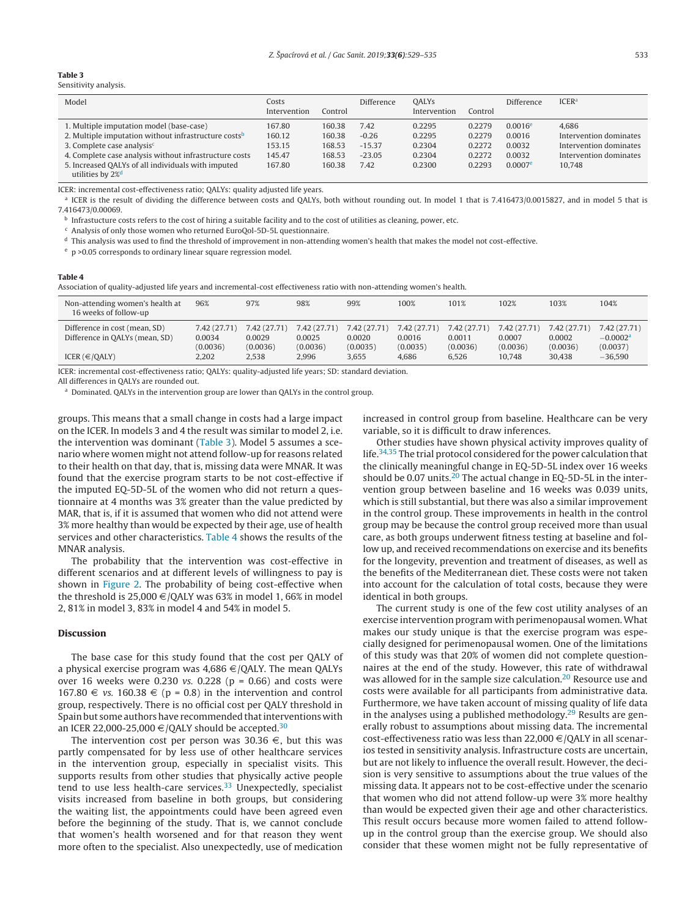**Table 3**
Sensitivity analysis.

| Model | Costs Intervention | Control | Difference | QALYs Intervention | Control | Difference | ICER[a] |
|---|---|---|---|---|---|---|---|
| 1. Multiple imputation model (base-case) | 167.80 | 160.38 | 7.42 | 0.2295 | 0.2279 | 0.0016[e] | 4,686 |
| 2. Multiple imputation without infrastructure costs[b] | 160.12 | 160.38 | -0.26 | 0.2295 | 0.2279 | 0.0016 | Intervention dominates |
| 3. Complete case analysis[c] | 153.15 | 168.53 | -15.37 | 0.2304 | 0.2272 | 0.0032 | Intervention dominates |
| 4. Complete case analysis without infrastructure costs | 145.47 | 168.53 | -23.05 | 0.2304 | 0.2272 | 0.0032 | Intervention dominates |
| 5. Increased QALYs of all individuals with imputed utilities by 2%[d] | 167.80 | 160.38 | 7.42 | 0.2300 | 0.2293 | 0.0007[e] | 10,748 |

ICER: incremental cost-effectiveness ratio; QALYs: quality adjusted life years.

[a] ICER is the result of dividing the difference between costs and QALYs, both without rounding out. In model 1 that is 7.416473/0.0015827, and in model 5 that is 7.416473/0.00069.

[b] Infrastucture costs refers to the cost of hiring a suitable facility and to the cost of utilities as cleaning, power, etc.

[c] Analysis of only those women who returned EuroQol-5D-5L questionnaire.

[d] This analysis was used to find the threshold of improvement in non-attending women's health that makes the model not cost-effective.

[e] p >0.05 corresponds to ordinary linear square regression model.

**Table 4**
Association of quality-adjusted life years and incremental-cost effectiveness ratio with non-attending women's health.

| Non-attending women's health at 16 weeks of follow-up | 96% | 97% | 98% | 99% | 100% | 101% | 102% | 103% | 104% |
|---|---|---|---|---|---|---|---|---|---|
| Difference in cost (mean, SD) | 7.42 (27.71) | 7.42 (27.71) | 7.42 (27.71) | 7.42 (27.71) | 7.42 (27.71) | 7.42 (27.71) | 7.42 (27.71) | 7.42 (27.71) | 7.42 (27.71) |
| Difference in QALYs (mean, SD) | 0.0034 (0.0036) | 0.0029 (0.0036) | 0.0025 (0.0036) | 0.0020 (0.0035) | 0.0016 (0.0035) | 0.0011 (0.0036) | 0.0007 (0.0036) | 0.0002 (0.0036) | −0.0002[a] (0.0037) |
| ICER (€/QALY) | 2,202 | 2,538 | 2,996 | 3,655 | 4,686 | 6,526 | 10,748 | 30,438 | −36,590 |

ICER: incremental cost-effectiveness ratio; QALYs: quality-adjusted life years; SD: standard deviation.
All differences in QALYs are rounded out.

[a] Dominated. QALYs in the intervention group are lower than QALYs in the control group.

groups. This means that a small change in costs had a large impact on the ICER. In models 3 and 4 the result was similar to model 2, i.e. the intervention was dominant (Table 3). Model 5 assumes a scenario where women might not attend follow-up for reasons related to their health on that day, that is, missing data were MNAR. It was found that the exercise program starts to be not cost-effective if the imputed EQ-5D-5L of the women who did not return a questionnaire at 4 months was 3% greater than the value predicted by MAR, that is, if it is assumed that women who did not attend were 3% more healthy than would be expected by their age, use of health services and other characteristics. Table 4 shows the results of the MNAR analysis.

The probability that the intervention was cost-effective in different scenarios and at different levels of willingness to pay is shown in Figure 2. The probability of being cost-effective when the threshold is 25,000 €/QALY was 63% in model 1, 66% in model 2, 81% in model 3, 83% in model 4 and 54% in model 5.

## Discussion

The base case for this study found that the cost per QALY of a physical exercise program was 4,686 €/QALY. The mean QALYs over 16 weeks were 0.230 *vs.* 0.228 (p = 0.66) and costs were 167.80 € *vs.* 160.38 € (p = 0.8) in the intervention and control group, respectively. There is no official cost per QALY threshold in Spain but some authors have recommended that interventions with an ICER 22,000-25,000 €/QALY should be accepted.[30]

The intervention cost per person was 30.36 €, but this was partly compensated for by less use of other healthcare services in the intervention group, especially in specialist visits. This supports results from other studies that physically active people tend to use less health-care services.[33] Unexpectedly, specialist visits increased from baseline in both groups, but considering the waiting list, the appointments could have been agreed even before the beginning of the study. That is, we cannot conclude that women's health worsened and for that reason they went more often to the specialist. Also unexpectedly, use of medication increased in control group from baseline. Healthcare can be very variable, so it is difficult to draw inferences.

Other studies have shown physical activity improves quality of life.[34,35] The trial protocol considered for the power calculation that the clinically meaningful change in EQ-5D-5L index over 16 weeks should be 0.07 units.[20] The actual change in EQ-5D-5L in the intervention group between baseline and 16 weeks was 0.039 units, which is still substantial, but there was also a similar improvement in the control group. These improvements in health in the control group may be because the control group received more than usual care, as both groups underwent fitness testing at baseline and follow up, and received recommendations on exercise and its benefits for the longevity, prevention and treatment of diseases, as well as the benefits of the Mediterranean diet. These costs were not taken into account for the calculation of total costs, because they were identical in both groups.

The current study is one of the few cost utility analyses of an exercise intervention program with perimenopausal women. What makes our study unique is that the exercise program was especially designed for perimenopausal women. One of the limitations of this study was that 20% of women did not complete questionnaires at the end of the study. However, this rate of withdrawal was allowed for in the sample size calculation.[20] Resource use and costs were available for all participants from administrative data. Furthermore, we have taken account of missing quality of life data in the analyses using a published methodology.[29] Results are generally robust to assumptions about missing data. The incremental cost-effectiveness ratio was less than 22,000 €/QALY in all scenarios tested in sensitivity analysis. Infrastructure costs are uncertain, but are not likely to influence the overall result. However, the decision is very sensitive to assumptions about the true values of the missing data. It appears not to be cost-effective under the scenario that women who did not attend follow-up were 3% more healthy than would be expected given their age and other characteristics. This result occurs because more women failed to attend follow-up in the control group than the exercise group. We should also consider that these women might not be fully representative of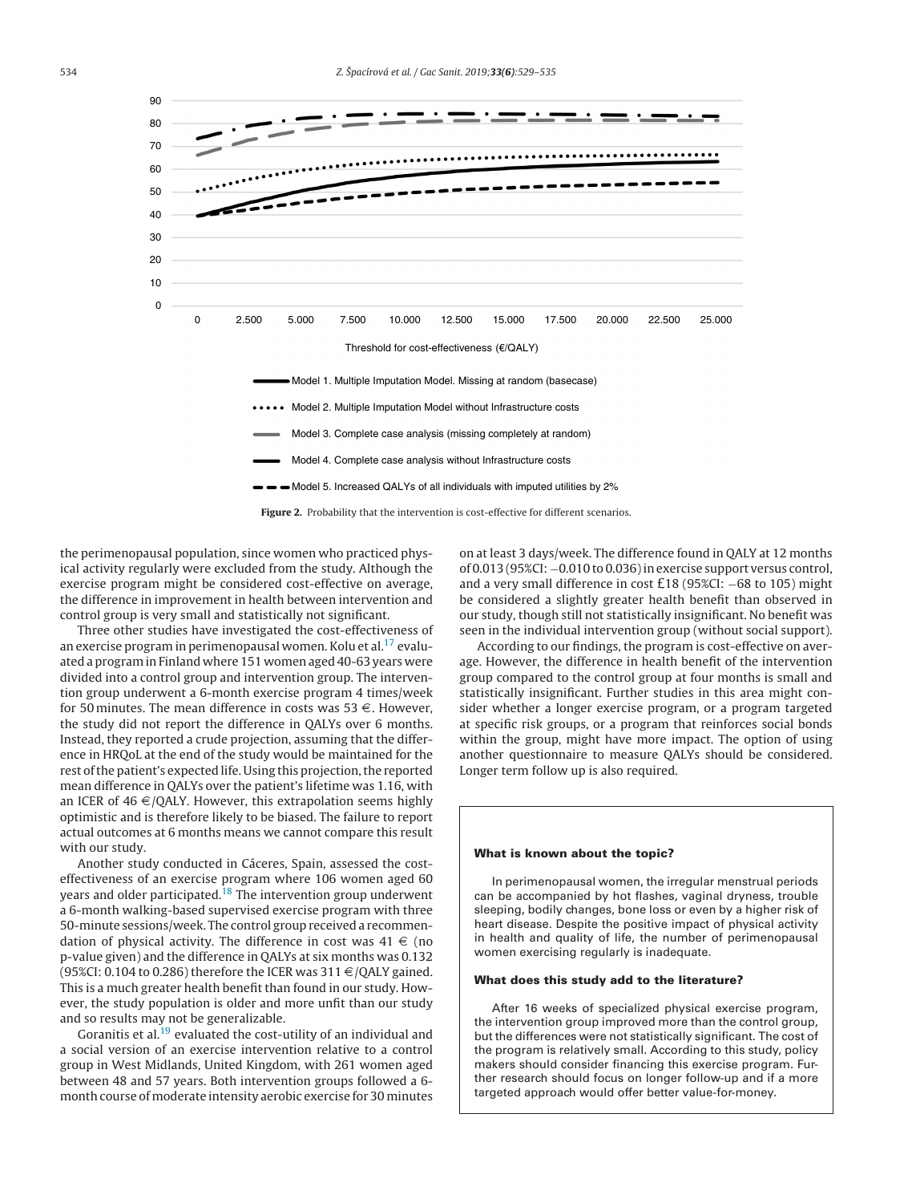Figure 2. Probability that the intervention is cost-effective for different scenarios.

the perimenopausal population, since women who practiced physical activity regularly were excluded from the study. Although the exercise program might be considered cost-effective on average, the difference in improvement in health between intervention and control group is very small and statistically not significant.

Three other studies have investigated the cost-effectiveness of an exercise program in perimenopausal women. Kolu et al.[17] evaluated a program in Finland where 151 women aged 40-63 years were divided into a control group and intervention group. The intervention group underwent a 6-month exercise program 4 times/week for 50 minutes. The mean difference in costs was 53 €. However, the study did not report the difference in QALYs over 6 months. Instead, they reported a crude projection, assuming that the difference in HRQoL at the end of the study would be maintained for the rest of the patient's expected life. Using this projection, the reported mean difference in QALYs over the patient's lifetime was 1.16, with an ICER of 46 €/QALY. However, this extrapolation seems highly optimistic and is therefore likely to be biased. The failure to report actual outcomes at 6 months means we cannot compare this result with our study.

Another study conducted in Cáceres, Spain, assessed the cost-effectiveness of an exercise program where 106 women aged 60 years and older participated.[18] The intervention group underwent a 6-month walking-based supervised exercise program with three 50-minute sessions/week. The control group received a recommendation of physical activity. The difference in cost was 41 € (no p-value given) and the difference in QALYs at six months was 0.132 (95%CI: 0.104 to 0.286) therefore the ICER was 311 €/QALY gained. This is a much greater health benefit than found in our study. However, the study population is older and more unfit than our study and so results may not be generalizable.

Goranitis et al.[19] evaluated the cost-utility of an individual and a social version of an exercise intervention relative to a control group in West Midlands, United Kingdom, with 261 women aged between 48 and 57 years. Both intervention groups followed a 6-month course of moderate intensity aerobic exercise for 30 minutes on at least 3 days/week. The difference found in QALY at 12 months of 0.013 (95%CI: −0.010 to 0.036) in exercise support versus control, and a very small difference in cost £18 (95%CI: −68 to 105) might be considered a slightly greater health benefit than observed in our study, though still not statistically insignificant. No benefit was seen in the individual intervention group (without social support).

According to our findings, the program is cost-effective on average. However, the difference in health benefit of the intervention group compared to the control group at four months is small and statistically insignificant. Further studies in this area might consider whether a longer exercise program, or a program targeted at specific risk groups, or a program that reinforces social bonds within the group, might have more impact. The option of using another questionnaire to measure QALYs should be considered. Longer term follow up is also required.

**What is known about the topic?**

In perimenopausal women, the irregular menstrual periods can be accompanied by hot flashes, vaginal dryness, trouble sleeping, bodily changes, bone loss or even by a higher risk of heart disease. Despite the positive impact of physical activity in health and quality of life, the number of perimenopausal women exercising regularly is inadequate.

**What does this study add to the literature?**

After 16 weeks of specialized physical exercise program, the intervention group improved more than the control group, but the differences were not statistically significant. The cost of the program is relatively small. According to this study, policy makers should consider financing this exercise program. Further research should focus on longer follow-up and if a more targeted approach would offer better value-for-money.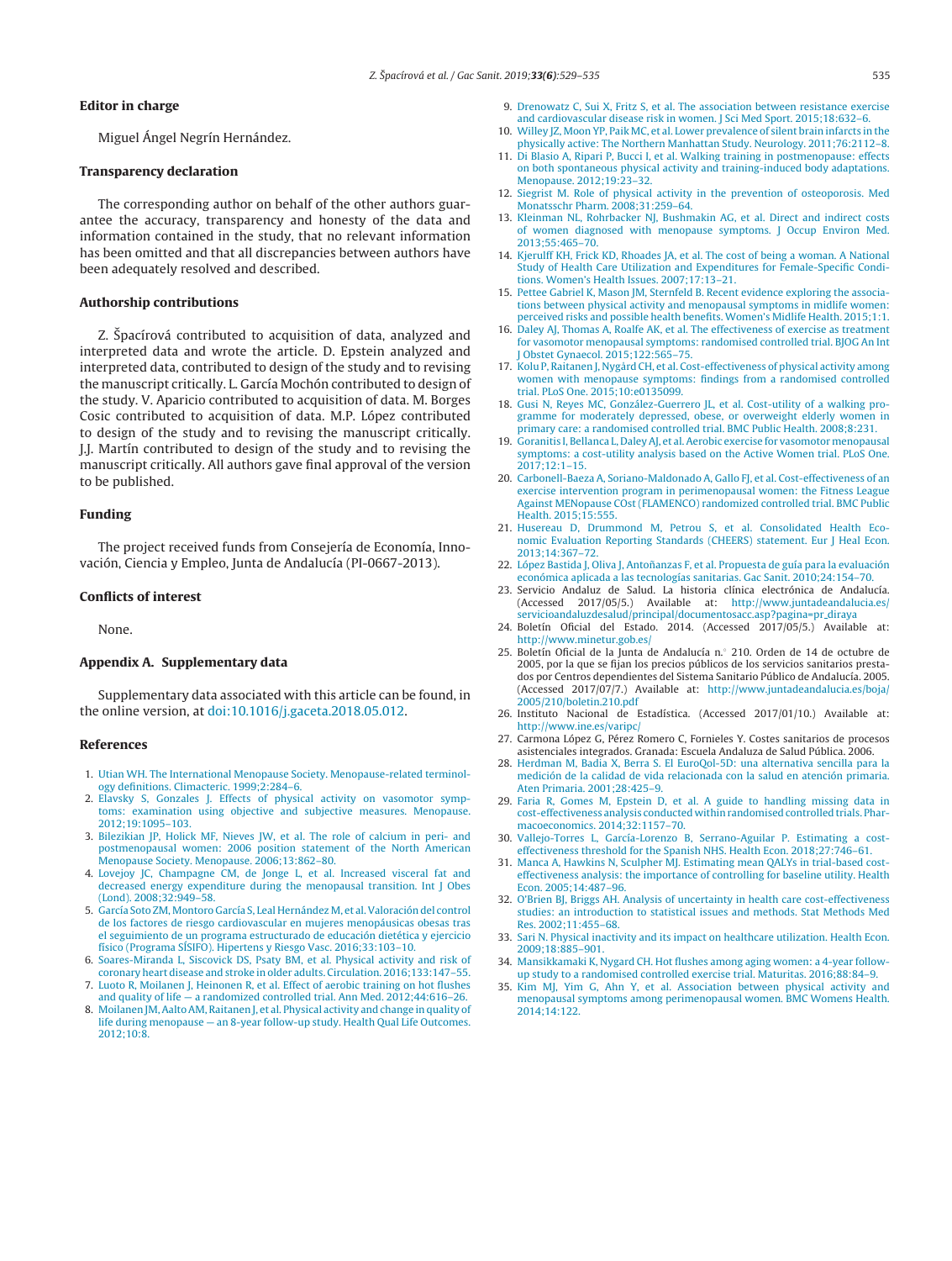## Editor in charge

Miguel Ángel Negrín Hernández.

## Transparency declaration

The corresponding author on behalf of the other authors guarantee the accuracy, transparency and honesty of the data and information contained in the study, that no relevant information has been omitted and that all discrepancies between authors have been adequately resolved and described.

## Authorship contributions

Z. Špacírová contributed to acquisition of data, analyzed and interpreted data and wrote the article. D. Epstein analyzed and interpreted data, contributed to design of the study and to revising the manuscript critically. L. García Mochón contributed to design of the study. V. Aparicio contributed to acquisition of data. M. Borges Cosic contributed to acquisition of data. M.P. López contributed to design of the study and to revising the manuscript critically. J.J. Martín contributed to design of the study and to revising the manuscript critically. All authors gave final approval of the version to be published.

## Funding

The project received funds from Consejería de Economía, Innovación, Ciencia y Empleo, Junta de Andalucía (PI-0667-2013).

## Conflicts of interest

None.

## Appendix A. Supplementary data

Supplementary data associated with this article can be found, in the online version, at doi:10.1016/j.gaceta.2018.05.012.

## References

1. Utian WH. The International Menopause Society. Menopause-related terminology definitions. Climacteric. 1999;2:284–6.
2. Elavsky S, Gonzales J. Effects of physical activity on vasomotor symptoms: examination using objective and subjective measures. Menopause. 2012;19:1095–103.
3. Bilezikian JP, Holick MF, Nieves JW, et al. The role of calcium in peri- and postmenopausal women: 2006 position statement of the North American Menopause Society. Menopause. 2006;13:862–80.
4. Lovejoy JC, Champagne CM, de Jonge L, et al. Increased visceral fat and decreased energy expenditure during the menopausal transition. Int J Obes (Lond). 2008;32:949–58.
5. García Soto ZM, Montoro García S, Leal Hernández M, et al. Valoración del control de los factores de riesgo cardiovascular en mujeres menopáusicas obesas tras el seguimiento de un programa estructurado de educación dietética y ejercicio físico (Programa SÍSIFO). Hipertens y Riesgo Vasc. 2016;33:103–10.
6. Soares-Miranda L, Siscovick DS, Psaty BM, et al. Physical activity and risk of coronary heart disease and stroke in older adults. Circulation. 2016;133:147–55.
7. Luoto R, Moilanen J, Heinonen R, et al. Effect of aerobic training on hot flushes and quality of life — a randomized controlled trial. Ann Med. 2012;44:616–26.
8. Moilanen JM, Aalto AM, Raitanen J, et al. Physical activity and change in quality of life during menopause — an 8-year follow-up study. Health Qual Life Outcomes. 2012;10:8.
9. Drenowatz C, Sui X, Fritz S, et al. The association between resistance exercise and cardiovascular disease risk in women. J Sci Med Sport. 2015;18:632–6.
10. Willey JZ, Moon YP, Paik MC, et al. Lower prevalence of silent brain infarcts in the physically active: The Northern Manhattan Study. Neurology. 2011;76:2112–8.
11. Di Blasio A, Ripari P, Bucci I, et al. Walking training in postmenopause: effects on both spontaneous physical activity and training-induced body adaptations. Menopause. 2012;19:23–32.
12. Siegrist M. Role of physical activity in the prevention of osteoporosis. Med Monatsschr Pharm. 2008;31:259–64.
13. Kleinman NL, Rohrbacker NJ, Bushmakin AG, et al. Direct and indirect costs of women diagnosed with menopause symptoms. J Occup Environ Med. 2013;55:465–70.
14. Kjerulff KH, Frick KD, Rhoades JA, et al. The cost of being a woman. A National Study of Health Care Utilization and Expenditures for Female-Specific Conditions. Women's Health Issues. 2007;17:13–21.
15. Pettee Gabriel K, Mason JM, Sternfeld B. Recent evidence exploring the associations between physical activity and menopausal symptoms in midlife women: perceived risks and possible health benefits. Women's Midlife Health. 2015;1:1.
16. Daley AJ, Thomas A, Roalfe AK, et al. The effectiveness of exercise as treatment for vasomotor menopausal symptoms: randomised controlled trial. BJOG An Int J Obstet Gynaecol. 2015;122:565–75.
17. Kolu P, Raitanen J, Nygård CH, et al. Cost-effectiveness of physical activity among women with menopause symptoms: findings from a randomised controlled trial. PLoS One. 2015;10:e0135099.
18. Gusi N, Reyes MC, González-Guerrero JL, et al. Cost-utility of a walking programme for moderately depressed, obese, or overweight elderly women in primary care: a randomised controlled trial. BMC Public Health. 2008;8:231.
19. Goranitis I, Bellanca L, Daley AJ, et al. Aerobic exercise for vasomotor menopausal symptoms: a cost-utility analysis based on the Active Women trial. PLoS One. 2017;12:1–15.
20. Carbonell-Baeza A, Soriano-Maldonado A, Gallo FJ, et al. Cost-effectiveness of an exercise intervention program in perimenopausal women: the Fitness League Against MENopause COst (FLAMENCO) randomized controlled trial. BMC Public Health. 2015;15:555.
21. Husereau D, Drummond M, Petrou S, et al. Consolidated Health Economic Evaluation Reporting Standards (CHEERS) statement. Eur J Heal Econ. 2013;14:367–72.
22. López Bastida J, Oliva J, Antoñanzas F, et al. Propuesta de guía para la evaluación económica aplicada a las tecnologías sanitarias. Gac Sanit. 2010;24:154–70.
23. Servicio Andaluz de Salud. La historia clínica electrónica de Andalucía. (Accessed 2017/05/5.) Available at: http://www.juntadeandalucia.es/servicioandaluzdesalud/principal/documentosacc.asp?pagina=pr_diraya
24. Boletín Oficial del Estado. 2014. (Accessed 2017/05/5.) Available at: http://www.minetur.gob.es/
25. Boletín Oficial de la Junta de Andalucía n.° 210. Orden de 14 de octubre de 2005, por la que se fijan los precios públicos de los servicios sanitarios prestados por Centros dependientes del Sistema Sanitario Público de Andalucía. 2005. (Accessed 2017/07/7.) Available at: http://www.juntadeandalucia.es/boja/2005/210/boletin.210.pdf
26. Instituto Nacional de Estadística. (Accessed 2017/01/10.) Available at: http://www.ine.es/varipc/
27. Carmona López G, Pérez Romero C, Fornieles Y. Costes sanitarios de procesos asistenciales integrados. Granada: Escuela Andaluza de Salud Pública. 2006.
28. Herdman M, Badia X, Berra S. El EuroQol-5D: una alternativa sencilla para la medición de la calidad de vida relacionada con la salud en atención primaria. Aten Primaria. 2001;28:425–9.
29. Faria R, Gomes M, Epstein D, et al. A guide to handling missing data in cost-effectiveness analysis conducted within randomised controlled trials. Pharmacoeconomics. 2014;32:1157–70.
30. Vallejo-Torres L, García-Lorenzo B, Serrano-Aguilar P. Estimating a cost-effectiveness threshold for the Spanish NHS. Health Econ. 2018;27:746–61.
31. Manca A, Hawkins N, Sculpher MJ. Estimating mean QALYs in trial-based cost-effectiveness analysis: the importance of controlling for baseline utility. Health Econ. 2005;14:487–96.
32. O'Brien BJ, Briggs AH. Analysis of uncertainty in health care cost-effectiveness studies: an introduction to statistical issues and methods. Stat Methods Med Res. 2002;11:455–68.
33. Sari N. Physical inactivity and its impact on healthcare utilization. Health Econ. 2009;18:885–901.
34. Mansikkamaki K, Nygard CH. Hot flushes among aging women: a 4-year follow-up study to a randomised controlled exercise trial. Maturitas. 2016;88:84–9.
35. Kim MJ, Yim G, Ahn Y, et al. Association between physical activity and menopausal symptoms among perimenopausal women. BMC Womens Health. 2014;14:122.